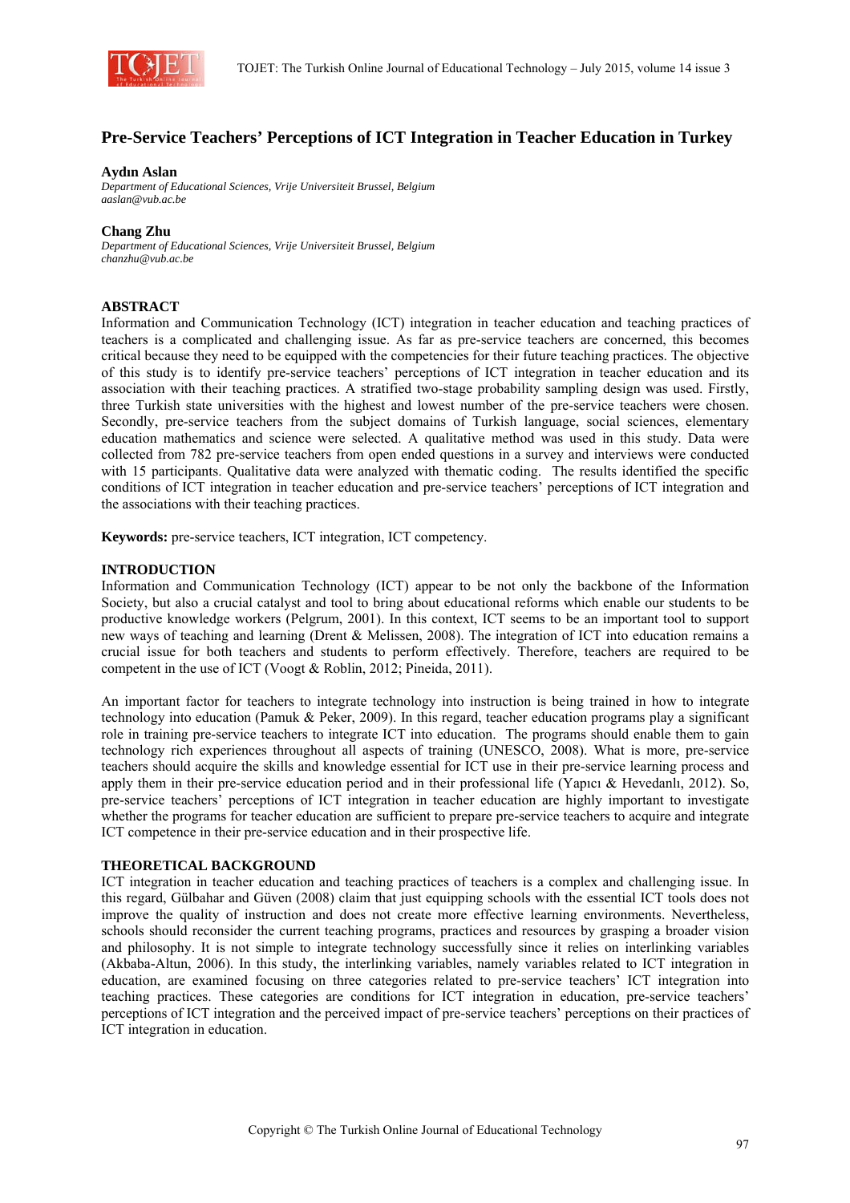# Pre-Service Teachers' Perceptions of ICT Integration in Teacher Education in Turkey

**Aydın Aslan**
*Department of Educational Sciences, Vrije Universiteit Brussel, Belgium*
*aaslan@vub.ac.be*

**Chang Zhu**
*Department of Educational Sciences, Vrije Universiteit Brussel, Belgium*
*chanzhu@vub.ac.be*

## ABSTRACT

Information and Communication Technology (ICT) integration in teacher education and teaching practices of teachers is a complicated and challenging issue. As far as pre-service teachers are concerned, this becomes critical because they need to be equipped with the competencies for their future teaching practices. The objective of this study is to identify pre-service teachers' perceptions of ICT integration in teacher education and its association with their teaching practices. A stratified two-stage probability sampling design was used. Firstly, three Turkish state universities with the highest and lowest number of the pre-service teachers were chosen. Secondly, pre-service teachers from the subject domains of Turkish language, social sciences, elementary education mathematics and science were selected. A qualitative method was used in this study. Data were collected from 782 pre-service teachers from open ended questions in a survey and interviews were conducted with 15 participants. Qualitative data were analyzed with thematic coding. The results identified the specific conditions of ICT integration in teacher education and pre-service teachers' perceptions of ICT integration and the associations with their teaching practices.

**Keywords:** pre-service teachers, ICT integration, ICT competency.

## INTRODUCTION

Information and Communication Technology (ICT) appear to be not only the backbone of the Information Society, but also a crucial catalyst and tool to bring about educational reforms which enable our students to be productive knowledge workers (Pelgrum, 2001). In this context, ICT seems to be an important tool to support new ways of teaching and learning (Drent & Melissen, 2008). The integration of ICT into education remains a crucial issue for both teachers and students to perform effectively. Therefore, teachers are required to be competent in the use of ICT (Voogt & Roblin, 2012; Pineida, 2011).

An important factor for teachers to integrate technology into instruction is being trained in how to integrate technology into education (Pamuk & Peker, 2009). In this regard, teacher education programs play a significant role in training pre-service teachers to integrate ICT into education. The programs should enable them to gain technology rich experiences throughout all aspects of training (UNESCO, 2008). What is more, pre-service teachers should acquire the skills and knowledge essential for ICT use in their pre-service learning process and apply them in their pre-service education period and in their professional life (Yapıcı & Hevedanlı, 2012). So, pre-service teachers' perceptions of ICT integration in teacher education are highly important to investigate whether the programs for teacher education are sufficient to prepare pre-service teachers to acquire and integrate ICT competence in their pre-service education and in their prospective life.

## THEORETICAL BACKGROUND

ICT integration in teacher education and teaching practices of teachers is a complex and challenging issue. In this regard, Gülbahar and Güven (2008) claim that just equipping schools with the essential ICT tools does not improve the quality of instruction and does not create more effective learning environments. Nevertheless, schools should reconsider the current teaching programs, practices and resources by grasping a broader vision and philosophy. It is not simple to integrate technology successfully since it relies on interlinking variables (Akbaba-Altun, 2006). In this study, the interlinking variables, namely variables related to ICT integration in education, are examined focusing on three categories related to pre-service teachers' ICT integration into teaching practices. These categories are conditions for ICT integration in education, pre-service teachers' perceptions of ICT integration and the perceived impact of pre-service teachers' perceptions on their practices of ICT integration in education.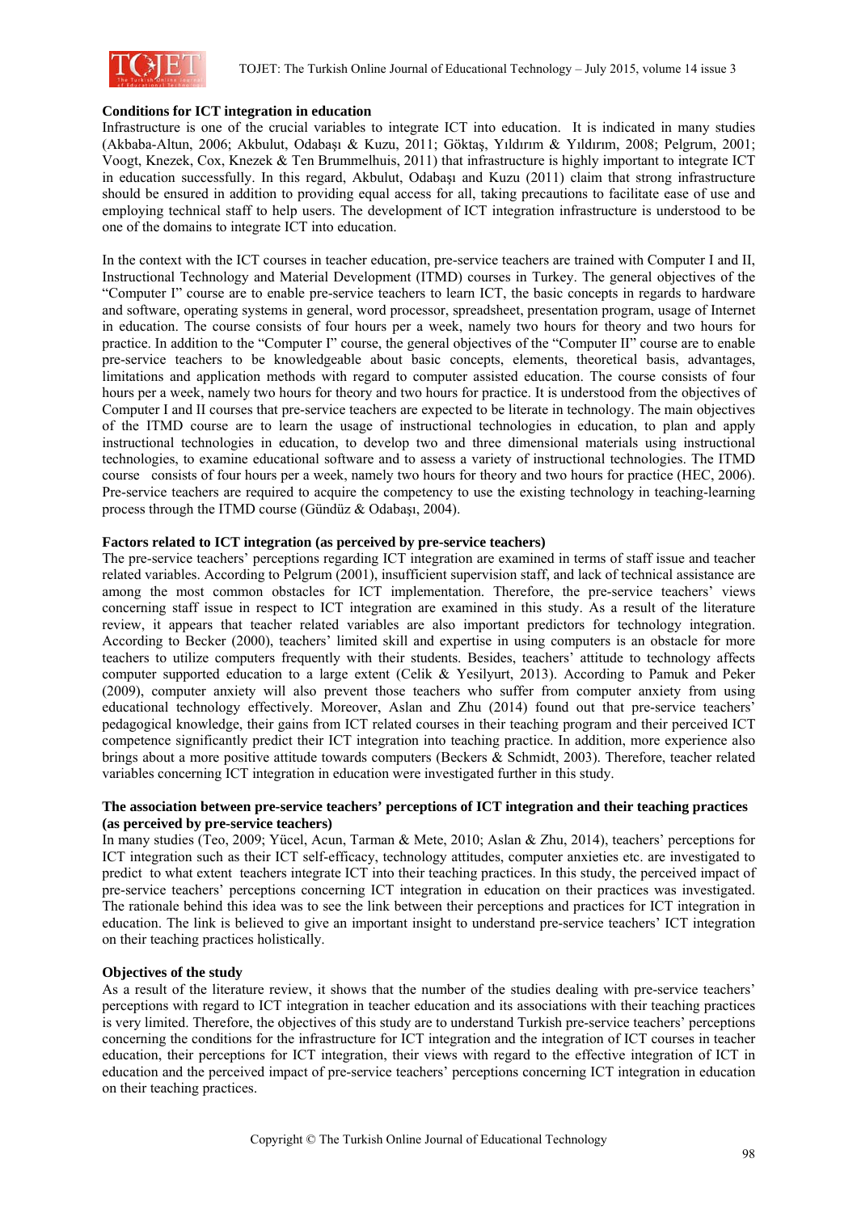**Conditions for ICT integration in education**

Infrastructure is one of the crucial variables to integrate ICT into education. It is indicated in many studies (Akbaba-Altun, 2006; Akbulut, Odabaşı & Kuzu, 2011; Göktaş, Yıldırım & Yıldırım, 2008; Pelgrum, 2001; Voogt, Knezek, Cox, Knezek & Ten Brummelhuis, 2011) that infrastructure is highly important to integrate ICT in education successfully. In this regard, Akbulut, Odabaşı and Kuzu (2011) claim that strong infrastructure should be ensured in addition to providing equal access for all, taking precautions to facilitate ease of use and employing technical staff to help users. The development of ICT integration infrastructure is understood to be one of the domains to integrate ICT into education.

In the context with the ICT courses in teacher education, pre-service teachers are trained with Computer I and II, Instructional Technology and Material Development (ITMD) courses in Turkey. The general objectives of the "Computer I" course are to enable pre-service teachers to learn ICT, the basic concepts in regards to hardware and software, operating systems in general, word processor, spreadsheet, presentation program, usage of Internet in education. The course consists of four hours per a week, namely two hours for theory and two hours for practice. In addition to the "Computer I" course, the general objectives of the "Computer II" course are to enable pre-service teachers to be knowledgeable about basic concepts, elements, theoretical basis, advantages, limitations and application methods with regard to computer assisted education. The course consists of four hours per a week, namely two hours for theory and two hours for practice. It is understood from the objectives of Computer I and II courses that pre-service teachers are expected to be literate in technology. The main objectives of the ITMD course are to learn the usage of instructional technologies in education, to plan and apply instructional technologies in education, to develop two and three dimensional materials using instructional technologies, to examine educational software and to assess a variety of instructional technologies. The ITMD course consists of four hours per a week, namely two hours for theory and two hours for practice (HEC, 2006). Pre-service teachers are required to acquire the competency to use the existing technology in teaching-learning process through the ITMD course (Gündüz & Odabaşı, 2004).

**Factors related to ICT integration (as perceived by pre-service teachers)**

The pre-service teachers' perceptions regarding ICT integration are examined in terms of staff issue and teacher related variables. According to Pelgrum (2001), insufficient supervision staff, and lack of technical assistance are among the most common obstacles for ICT implementation. Therefore, the pre-service teachers' views concerning staff issue in respect to ICT integration are examined in this study. As a result of the literature review, it appears that teacher related variables are also important predictors for technology integration. According to Becker (2000), teachers' limited skill and expertise in using computers is an obstacle for more teachers to utilize computers frequently with their students. Besides, teachers' attitude to technology affects computer supported education to a large extent (Celik & Yesilyurt, 2013). According to Pamuk and Peker (2009), computer anxiety will also prevent those teachers who suffer from computer anxiety from using educational technology effectively. Moreover, Aslan and Zhu (2014) found out that pre-service teachers' pedagogical knowledge, their gains from ICT related courses in their teaching program and their perceived ICT competence significantly predict their ICT integration into teaching practice. In addition, more experience also brings about a more positive attitude towards computers (Beckers & Schmidt, 2003). Therefore, teacher related variables concerning ICT integration in education were investigated further in this study.

**The association between pre-service teachers' perceptions of ICT integration and their teaching practices (as perceived by pre-service teachers)**

In many studies (Teo, 2009; Yücel, Acun, Tarman & Mete, 2010; Aslan & Zhu, 2014), teachers' perceptions for ICT integration such as their ICT self-efficacy, technology attitudes, computer anxieties etc. are investigated to predict to what extent teachers integrate ICT into their teaching practices. In this study, the perceived impact of pre-service teachers' perceptions concerning ICT integration in education on their practices was investigated. The rationale behind this idea was to see the link between their perceptions and practices for ICT integration in education. The link is believed to give an important insight to understand pre-service teachers' ICT integration on their teaching practices holistically.

**Objectives of the study**

As a result of the literature review, it shows that the number of the studies dealing with pre-service teachers' perceptions with regard to ICT integration in teacher education and its associations with their teaching practices is very limited. Therefore, the objectives of this study are to understand Turkish pre-service teachers' perceptions concerning the conditions for the infrastructure for ICT integration and the integration of ICT courses in teacher education, their perceptions for ICT integration, their views with regard to the effective integration of ICT in education and the perceived impact of pre-service teachers' perceptions concerning ICT integration in education on their teaching practices.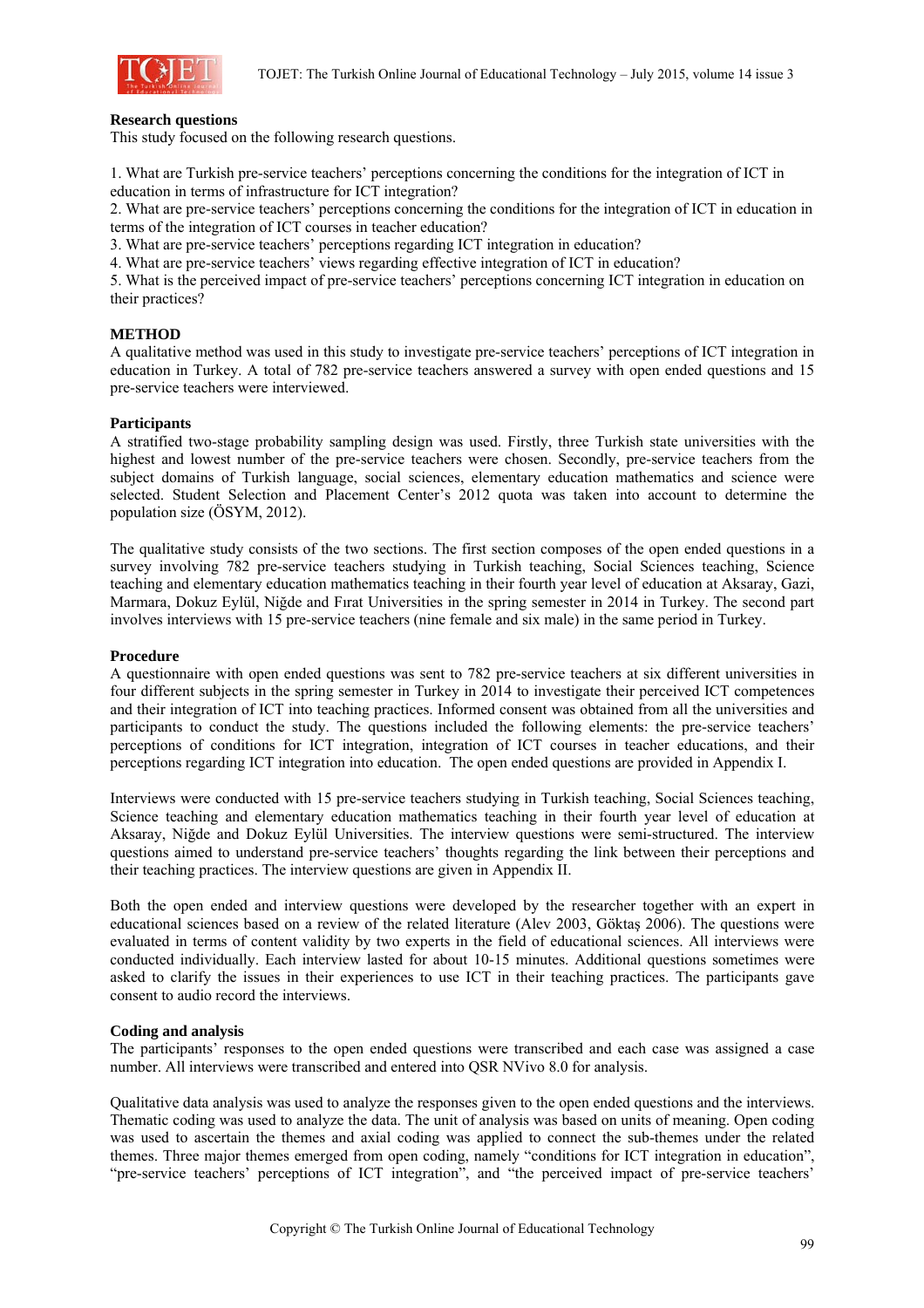**Research questions**

This study focused on the following research questions.

1. What are Turkish pre-service teachers' perceptions concerning the conditions for the integration of ICT in education in terms of infrastructure for ICT integration?
2. What are pre-service teachers' perceptions concerning the conditions for the integration of ICT in education in terms of the integration of ICT courses in teacher education?
3. What are pre-service teachers' perceptions regarding ICT integration in education?
4. What are pre-service teachers' views regarding effective integration of ICT in education?
5. What is the perceived impact of pre-service teachers' perceptions concerning ICT integration in education on their practices?

## METHOD

A qualitative method was used in this study to investigate pre-service teachers' perceptions of ICT integration in education in Turkey. A total of 782 pre-service teachers answered a survey with open ended questions and 15 pre-service teachers were interviewed.

### Participants

A stratified two-stage probability sampling design was used. Firstly, three Turkish state universities with the highest and lowest number of the pre-service teachers were chosen. Secondly, pre-service teachers from the subject domains of Turkish language, social sciences, elementary education mathematics and science were selected. Student Selection and Placement Center's 2012 quota was taken into account to determine the population size (ÖSYM, 2012).

The qualitative study consists of the two sections. The first section composes of the open ended questions in a survey involving 782 pre-service teachers studying in Turkish teaching, Social Sciences teaching, Science teaching and elementary education mathematics teaching in their fourth year level of education at Aksaray, Gazi, Marmara, Dokuz Eylül, Niğde and Fırat Universities in the spring semester in 2014 in Turkey. The second part involves interviews with 15 pre-service teachers (nine female and six male) in the same period in Turkey.

### Procedure

A questionnaire with open ended questions was sent to 782 pre-service teachers at six different universities in four different subjects in the spring semester in Turkey in 2014 to investigate their perceived ICT competences and their integration of ICT into teaching practices. Informed consent was obtained from all the universities and participants to conduct the study. The questions included the following elements: the pre-service teachers' perceptions of conditions for ICT integration, integration of ICT courses in teacher educations, and their perceptions regarding ICT integration into education. The open ended questions are provided in Appendix I.

Interviews were conducted with 15 pre-service teachers studying in Turkish teaching, Social Sciences teaching, Science teaching and elementary education mathematics teaching in their fourth year level of education at Aksaray, Niğde and Dokuz Eylül Universities. The interview questions were semi-structured. The interview questions aimed to understand pre-service teachers' thoughts regarding the link between their perceptions and their teaching practices. The interview questions are given in Appendix II.

Both the open ended and interview questions were developed by the researcher together with an expert in educational sciences based on a review of the related literature (Alev 2003, Göktaş 2006). The questions were evaluated in terms of content validity by two experts in the field of educational sciences. All interviews were conducted individually. Each interview lasted for about 10-15 minutes. Additional questions sometimes were asked to clarify the issues in their experiences to use ICT in their teaching practices. The participants gave consent to audio record the interviews.

### Coding and analysis

The participants' responses to the open ended questions were transcribed and each case was assigned a case number. All interviews were transcribed and entered into QSR NVivo 8.0 for analysis.

Qualitative data analysis was used to analyze the responses given to the open ended questions and the interviews. Thematic coding was used to analyze the data. The unit of analysis was based on units of meaning. Open coding was used to ascertain the themes and axial coding was applied to connect the sub-themes under the related themes. Three major themes emerged from open coding, namely "conditions for ICT integration in education", "pre-service teachers' perceptions of ICT integration", and "the perceived impact of pre-service teachers'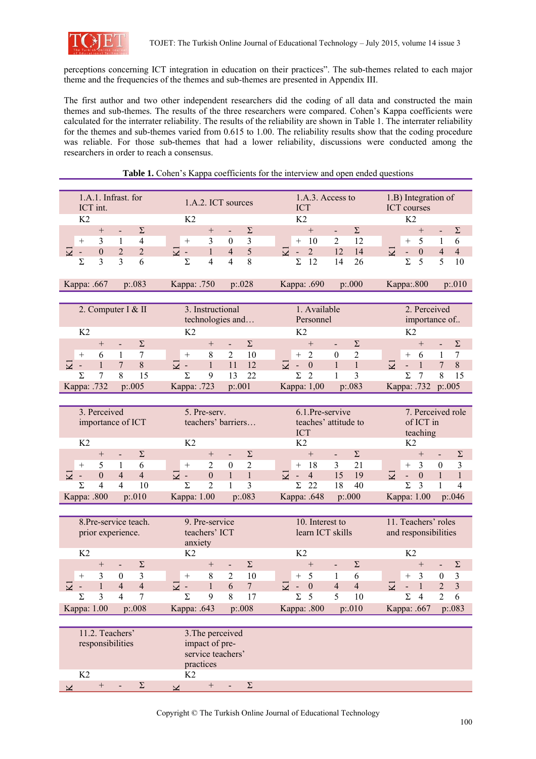perceptions concerning ICT integration in education on their practices". The sub-themes related to each major theme and the frequencies of the themes and sub-themes are presented in Appendix III.

The first author and two other independent researchers did the coding of all data and constructed the main themes and sub-themes. The results of the three researchers were compared. Cohen's Kappa coefficients were calculated for the interrater reliability. The results of the reliability are shown in Table 1. The interrater reliability for the themes and sub-themes varied from 0.615 to 1.00. The reliability results show that the coding procedure was reliable. For those sub-themes that had a lower reliability, discussions were conducted among the researchers in order to reach a consensus.

**Table 1.** Cohen's Kappa coefficients for the interview and open ended questions

| Theme | K1 \ K2 | + | - | Σ | Kappa | p |
|---|---|---|---|---|---|---|
| 1.A.1. Infrast. for ICT int. | + | 3 | 1 | 4 | .667 | .083 |
| | - | 0 | 2 | 2 | | |
| | Σ | 3 | 3 | 6 | | |
| 1.A.2. ICT sources | + | 3 | 0 | 3 | .750 | .028 |
| | - | 1 | 4 | 5 | | |
| | Σ | 4 | 4 | 8 | | |
| 1.A.3. Access to ICT | + | 10 | 2 | 12 | .690 | .000 |
| | - | 2 | 12 | 14 | | |
| | Σ | 12 | 14 | 26 | | |
| 1.B) Integration of ICT courses | + | 5 | 1 | 6 | .800 | .010 |
| | - | 0 | 4 | 4 | | |
| | Σ | 5 | 5 | 10 | | |
| 2. Computer I & II | + | 6 | 1 | 7 | .732 | .005 |
| | - | 1 | 7 | 8 | | |
| | Σ | 7 | 8 | 15 | | |
| 3. Instructional technologies and… | + | 8 | 2 | 10 | .723 | .001 |
| | - | 1 | 11 | 12 | | |
| | Σ | 9 | 13 | 22 | | |
| 1. Available Personnel | + | 2 | 0 | 2 | 1,00 | .083 |
| | - | 0 | 1 | 1 | | |
| | Σ | 2 | 1 | 3 | | |
| 2. Perceived importance of.. | + | 6 | 1 | 7 | .732 | .005 |
| | - | 1 | 7 | 8 | | |
| | Σ | 7 | 8 | 15 | | |
| 3. Perceived importance of ICT | + | 5 | 1 | 6 | .800 | .010 |
| | - | 0 | 4 | 4 | | |
| | Σ | 4 | 4 | 10 | | |
| 5. Pre-serv. teachers' barriers… | + | 2 | 0 | 2 | 1.00 | .083 |
| | - | 0 | 1 | 1 | | |
| | Σ | 2 | 1 | 3 | | |
| 6.1.Pre-servive teaches' attitude to ICT | + | 18 | 3 | 21 | .648 | .000 |
| | - | 4 | 15 | 19 | | |
| | Σ | 22 | 18 | 40 | | |
| 7. Perceived role of ICT in teaching | + | 3 | 0 | 3 | 1.00 | .046 |
| | - | 0 | 1 | 1 | | |
| | Σ | 3 | 1 | 4 | | |
| 8.Pre-service teach. prior experience. | + | 3 | 0 | 3 | 1.00 | .008 |
| | - | 1 | 4 | 4 | | |
| | Σ | 3 | 4 | 7 | | |
| 9. Pre-service teachers' ICT anxiety | + | 8 | 2 | 10 | .643 | .008 |
| | - | 1 | 6 | 7 | | |
| | Σ | 9 | 8 | 17 | | |
| 10. Interest to learn ICT skills | + | 5 | 1 | 6 | .800 | .010 |
| | - | 0 | 4 | 4 | | |
| | Σ | 5 | 5 | 10 | | |
| 11. Teachers' roles and responsibilities | + | 3 | 0 | 3 | .667 | .083 |
| | - | 1 | 2 | 3 | | |
| | Σ | 4 | 2 | 6 | | |
| 11.2. Teachers' responsibilities | | | | | | |
| 3.The perceived impact of pre-service teachers' practices | | | | | | |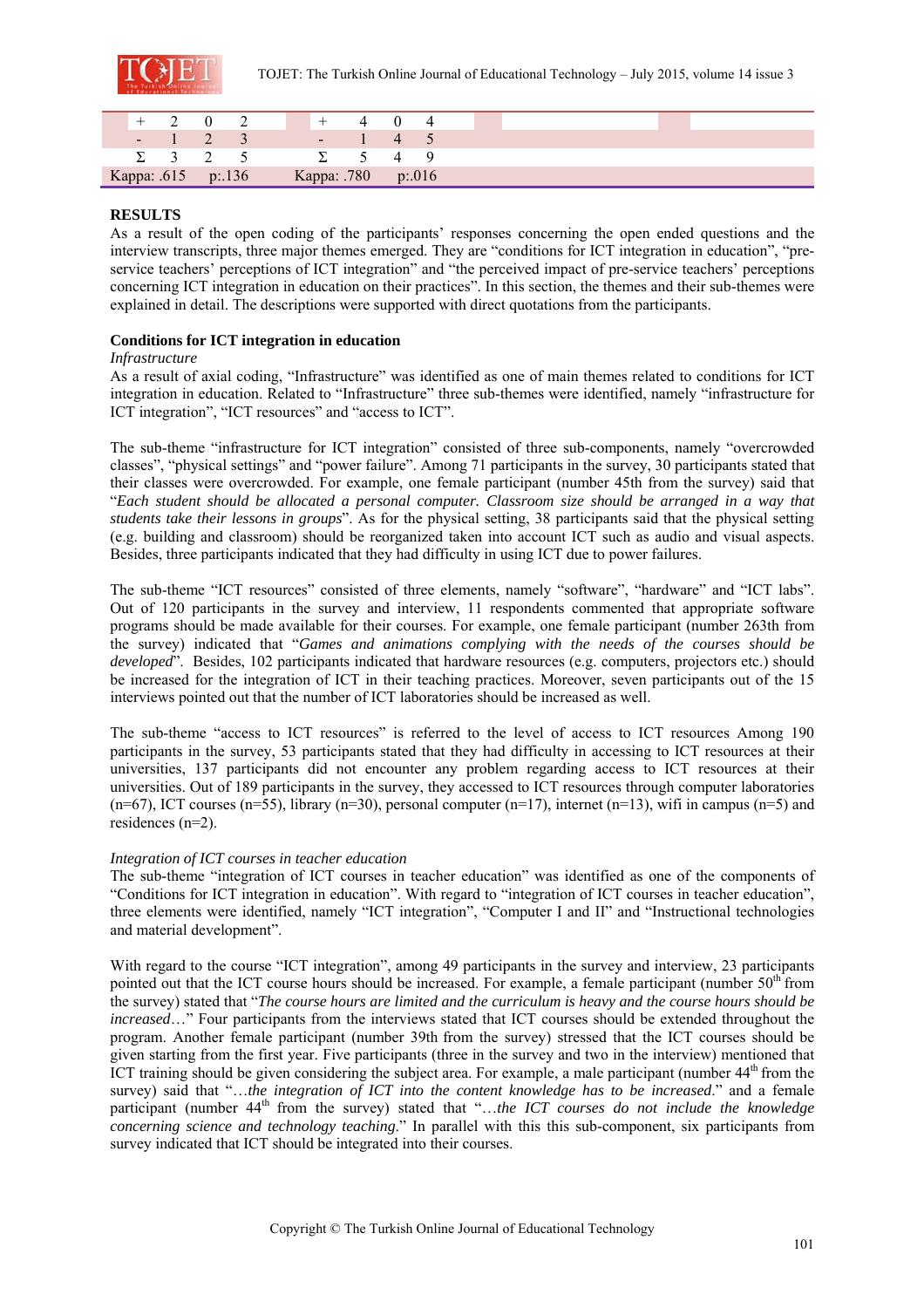| + | 2 | 0 | 2 | + | 4 | 0 | 4 | | |
|---|---|---|---|---|---|---|---|---|---|
| - | 1 | 2 | 3 | - | 1 | 4 | 5 | | |
| Σ | 3 | 2 | 5 | Σ | 5 | 4 | 9 | | |
| Kappa: .615 | | p:.136 | | Kappa: .780 | | p:.016 | | | |

## RESULTS

As a result of the open coding of the participants' responses concerning the open ended questions and the interview transcripts, three major themes emerged. They are "conditions for ICT integration in education", "pre-service teachers' perceptions of ICT integration" and "the perceived impact of pre-service teachers' perceptions concerning ICT integration in education on their practices". In this section, the themes and their sub-themes were explained in detail. The descriptions were supported with direct quotations from the participants.

### Conditions for ICT integration in education

*Infrastructure*

As a result of axial coding, "Infrastructure" was identified as one of main themes related to conditions for ICT integration in education. Related to "Infrastructure" three sub-themes were identified, namely "infrastructure for ICT integration", "ICT resources" and "access to ICT".

The sub-theme "infrastructure for ICT integration" consisted of three sub-components, namely "overcrowded classes", "physical settings" and "power failure". Among 71 participants in the survey, 30 participants stated that their classes were overcrowded. For example, one female participant (number 45th from the survey) said that "*Each student should be allocated a personal computer. Classroom size should be arranged in a way that students take their lessons in groups*". As for the physical setting, 38 participants said that the physical setting (e.g. building and classroom) should be reorganized taken into account ICT such as audio and visual aspects. Besides, three participants indicated that they had difficulty in using ICT due to power failures.

The sub-theme "ICT resources" consisted of three elements, namely "software", "hardware" and "ICT labs". Out of 120 participants in the survey and interview, 11 respondents commented that appropriate software programs should be made available for their courses. For example, one female participant (number 263th from the survey) indicated that "*Games and animations complying with the needs of the courses should be developed*". Besides, 102 participants indicated that hardware resources (e.g. computers, projectors etc.) should be increased for the integration of ICT in their teaching practices. Moreover, seven participants out of the 15 interviews pointed out that the number of ICT laboratories should be increased as well.

The sub-theme "access to ICT resources" is referred to the level of access to ICT resources Among 190 participants in the survey, 53 participants stated that they had difficulty in accessing to ICT resources at their universities, 137 participants did not encounter any problem regarding access to ICT resources at their universities. Out of 189 participants in the survey, they accessed to ICT resources through computer laboratories (n=67), ICT courses (n=55), library (n=30), personal computer (n=17), internet (n=13), wifi in campus (n=5) and residences (n=2).

*Integration of ICT courses in teacher education*

The sub-theme "integration of ICT courses in teacher education" was identified as one of the components of "Conditions for ICT integration in education". With regard to "integration of ICT courses in teacher education", three elements were identified, namely "ICT integration", "Computer I and II" and "Instructional technologies and material development".

With regard to the course "ICT integration", among 49 participants in the survey and interview, 23 participants pointed out that the ICT course hours should be increased. For example, a female participant (number 50th from the survey) stated that "*The course hours are limited and the curriculum is heavy and the course hours should be increased*…" Four participants from the interviews stated that ICT courses should be extended throughout the program. Another female participant (number 39th from the survey) stressed that the ICT courses should be given starting from the first year. Five participants (three in the survey and two in the interview) mentioned that ICT training should be given considering the subject area. For example, a male participant (number 44th from the survey) said that "…*the integration of ICT into the content knowledge has to be increased*." and a female participant (number 44th from the survey) stated that "…*the ICT courses do not include the knowledge concerning science and technology teaching*." In parallel with this this sub-component, six participants from survey indicated that ICT should be integrated into their courses.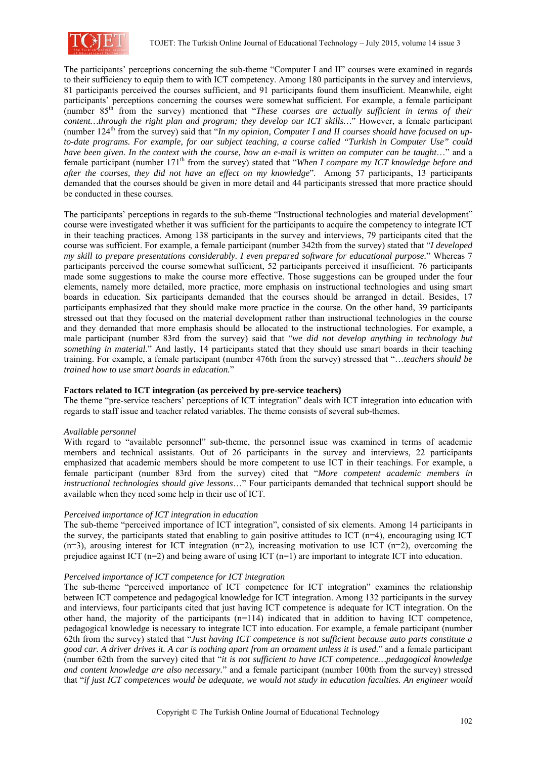The participants' perceptions concerning the sub-theme "Computer I and II" courses were examined in regards to their sufficiency to equip them to with ICT competency. Among 180 participants in the survey and interviews, 81 participants perceived the courses sufficient, and 91 participants found them insufficient. Meanwhile, eight participants' perceptions concerning the courses were somewhat sufficient. For example, a female participant (number 85th from the survey) mentioned that "*These courses are actually sufficient in terms of their content…through the right plan and program; they develop our ICT skills…*" However, a female participant (number 124th from the survey) said that "*In my opinion, Computer I and II courses should have focused on up-to-date programs. For example, for our subject teaching, a course called "Turkish in Computer Use" could have been given. In the context with the course, how an e-mail is written on computer can be taught*…" and a female participant (number 171th from the survey) stated that "*When I compare my ICT knowledge before and after the courses, they did not have an effect on my knowledge*". Among 57 participants, 13 participants demanded that the courses should be given in more detail and 44 participants stressed that more practice should be conducted in these courses.

The participants' perceptions in regards to the sub-theme "Instructional technologies and material development" course were investigated whether it was sufficient for the participants to acquire the competency to integrate ICT in their teaching practices. Among 138 participants in the survey and interviews, 79 participants cited that the course was sufficient. For example, a female participant (number 342th from the survey) stated that "*I developed my skill to prepare presentations considerably. I even prepared software for educational purpose.*" Whereas 7 participants perceived the course somewhat sufficient, 52 participants perceived it insufficient. 76 participants made some suggestions to make the course more effective. Those suggestions can be grouped under the four elements, namely more detailed, more practice, more emphasis on instructional technologies and using smart boards in education. Six participants demanded that the courses should be arranged in detail. Besides, 17 participants emphasized that they should make more practice in the course. On the other hand, 39 participants stressed out that they focused on the material development rather than instructional technologies in the course and they demanded that more emphasis should be allocated to the instructional technologies. For example, a male participant (number 83rd from the survey) said that "*we did not develop anything in technology but something in material.*" And lastly, 14 participants stated that they should use smart boards in their teaching training. For example, a female participant (number 476th from the survey) stressed that "*…teachers should be trained how to use smart boards in education.*"

**Factors related to ICT integration (as perceived by pre-service teachers)**

The theme "pre-service teachers' perceptions of ICT integration" deals with ICT integration into education with regards to staff issue and teacher related variables. The theme consists of several sub-themes.

*Available personnel*

With regard to "available personnel" sub-theme, the personnel issue was examined in terms of academic members and technical assistants. Out of 26 participants in the survey and interviews, 22 participants emphasized that academic members should be more competent to use ICT in their teachings. For example, a female participant (number 83rd from the survey) cited that "*More competent academic members in instructional technologies should give lessons*…" Four participants demanded that technical support should be available when they need some help in their use of ICT.

*Perceived importance of ICT integration in education*

The sub-theme "perceived importance of ICT integration", consisted of six elements. Among 14 participants in the survey, the participants stated that enabling to gain positive attitudes to ICT (n=4), encouraging using ICT (n=3), arousing interest for ICT integration (n=2), increasing motivation to use ICT (n=2), overcoming the prejudice against ICT (n=2) and being aware of using ICT (n=1) are important to integrate ICT into education.

*Perceived importance of ICT competence for ICT integration*

The sub-theme "perceived importance of ICT competence for ICT integration" examines the relationship between ICT competence and pedagogical knowledge for ICT integration. Among 132 participants in the survey and interviews, four participants cited that just having ICT competence is adequate for ICT integration. On the other hand, the majority of the participants (n=114) indicated that in addition to having ICT competence, pedagogical knowledge is necessary to integrate ICT into education. For example, a female participant (number 62th from the survey) stated that "*Just having ICT competence is not sufficient because auto parts constitute a good car. A driver drives it. A car is nothing apart from an ornament unless it is used.*" and a female participant (number 62th from the survey) cited that "*it is not sufficient to have ICT competence…pedagogical knowledge and content knowledge are also necessary.*" and a female participant (number 100th from the survey) stressed that "*if just ICT competences would be adequate, we would not study in education faculties. An engineer would*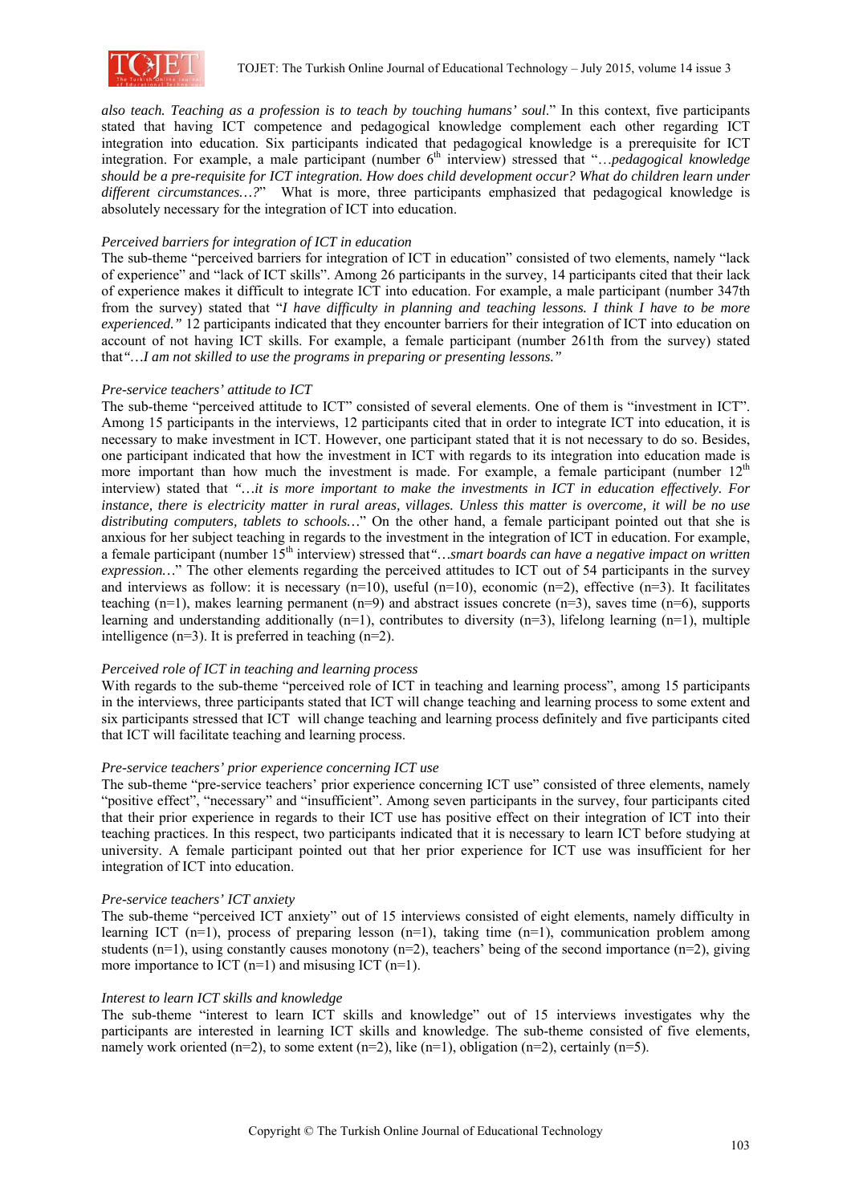*also teach. Teaching as a profession is to teach by touching humans' soul*." In this context, five participants stated that having ICT competence and pedagogical knowledge complement each other regarding ICT integration into education. Six participants indicated that pedagogical knowledge is a prerequisite for ICT integration. For example, a male participant (number 6th interview) stressed that "*…pedagogical knowledge should be a pre-requisite for ICT integration. How does child development occur? What do children learn under different circumstances…?*" What is more, three participants emphasized that pedagogical knowledge is absolutely necessary for the integration of ICT into education.

*Perceived barriers for integration of ICT in education*

The sub-theme "perceived barriers for integration of ICT in education" consisted of two elements, namely "lack of experience" and "lack of ICT skills". Among 26 participants in the survey, 14 participants cited that their lack of experience makes it difficult to integrate ICT into education. For example, a male participant (number 347th from the survey) stated that "*I have difficulty in planning and teaching lessons. I think I have to be more experienced.*" 12 participants indicated that they encounter barriers for their integration of ICT into education on account of not having ICT skills. For example, a female participant (number 261th from the survey) stated that "*…I am not skilled to use the programs in preparing or presenting lessons.*"

*Pre-service teachers' attitude to ICT*

The sub-theme "perceived attitude to ICT" consisted of several elements. One of them is "investment in ICT". Among 15 participants in the interviews, 12 participants cited that in order to integrate ICT into education, it is necessary to make investment in ICT. However, one participant stated that it is not necessary to do so. Besides, one participant indicated that how the investment in ICT with regards to its integration into education made is more important than how much the investment is made. For example, a female participant (number 12th interview) stated that "*…it is more important to make the investments in ICT in education effectively. For instance, there is electricity matter in rural areas, villages. Unless this matter is overcome, it will be no use distributing computers, tablets to schools…*" On the other hand, a female participant pointed out that she is anxious for her subject teaching in regards to the investment in the integration of ICT in education. For example, a female participant (number 15th interview) stressed that "*…smart boards can have a negative impact on written expression…*" The other elements regarding the perceived attitudes to ICT out of 54 participants in the survey and interviews as follow: it is necessary (n=10), useful (n=10), economic (n=2), effective (n=3). It facilitates teaching (n=1), makes learning permanent (n=9) and abstract issues concrete (n=3), saves time (n=6), supports learning and understanding additionally (n=1), contributes to diversity (n=3), lifelong learning (n=1), multiple intelligence (n=3). It is preferred in teaching (n=2).

*Perceived role of ICT in teaching and learning process*

With regards to the sub-theme "perceived role of ICT in teaching and learning process", among 15 participants in the interviews, three participants stated that ICT will change teaching and learning process to some extent and six participants stressed that ICT will change teaching and learning process definitely and five participants cited that ICT will facilitate teaching and learning process.

*Pre-service teachers' prior experience concerning ICT use*

The sub-theme "pre-service teachers' prior experience concerning ICT use" consisted of three elements, namely "positive effect", "necessary" and "insufficient". Among seven participants in the survey, four participants cited that their prior experience in regards to their ICT use has positive effect on their integration of ICT into their teaching practices. In this respect, two participants indicated that it is necessary to learn ICT before studying at university. A female participant pointed out that her prior experience for ICT use was insufficient for her integration of ICT into education.

*Pre-service teachers' ICT anxiety*

The sub-theme "perceived ICT anxiety" out of 15 interviews consisted of eight elements, namely difficulty in learning ICT (n=1), process of preparing lesson (n=1), taking time (n=1), communication problem among students (n=1), using constantly causes monotony (n=2), teachers' being of the second importance (n=2), giving more importance to ICT (n=1) and misusing ICT (n=1).

*Interest to learn ICT skills and knowledge*

The sub-theme "interest to learn ICT skills and knowledge" out of 15 interviews investigates why the participants are interested in learning ICT skills and knowledge. The sub-theme consisted of five elements, namely work oriented (n=2), to some extent (n=2), like (n=1), obligation (n=2), certainly (n=5).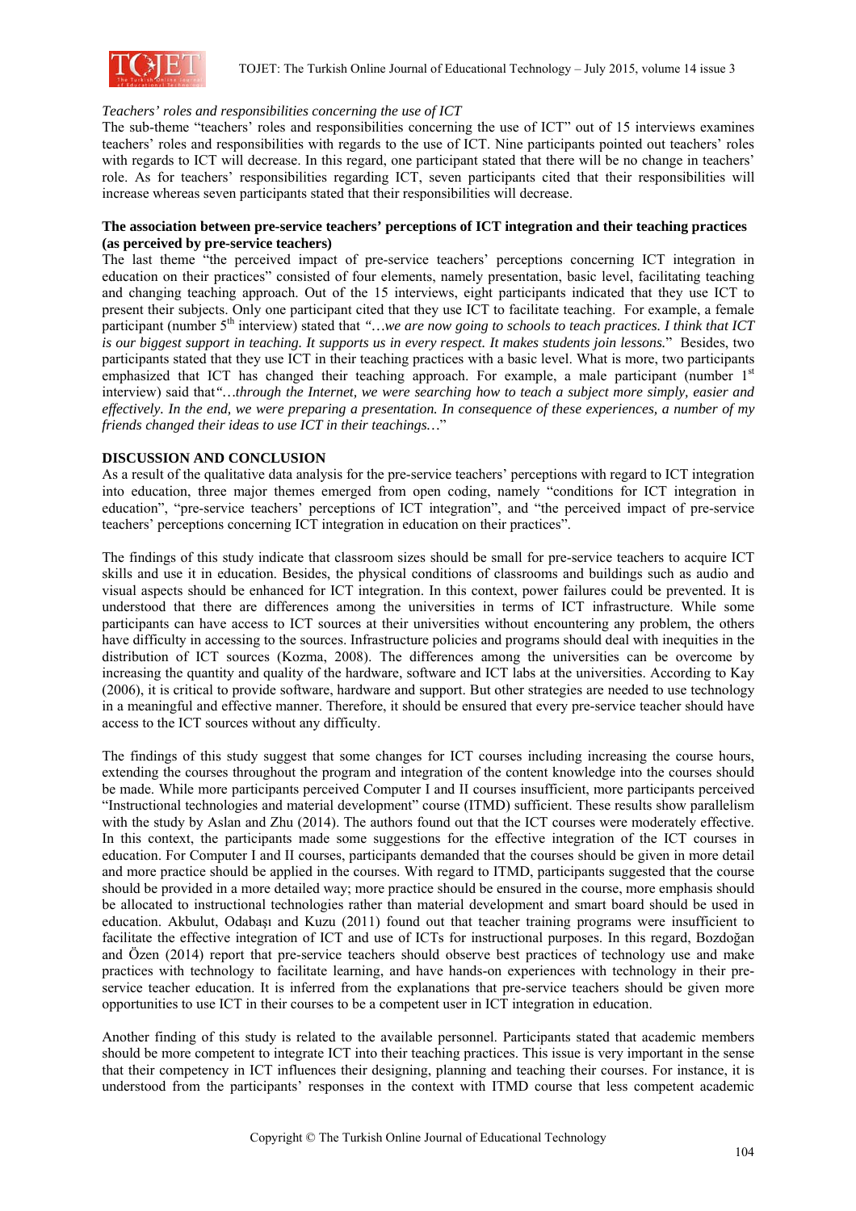*Teachers' roles and responsibilities concerning the use of ICT*

The sub-theme "teachers' roles and responsibilities concerning the use of ICT" out of 15 interviews examines teachers' roles and responsibilities with regards to the use of ICT. Nine participants pointed out teachers' roles with regards to ICT will decrease. In this regard, one participant stated that there will be no change in teachers' role. As for teachers' responsibilities regarding ICT, seven participants cited that their responsibilities will increase whereas seven participants stated that their responsibilities will decrease.

**The association between pre-service teachers' perceptions of ICT integration and their teaching practices (as perceived by pre-service teachers)**

The last theme "the perceived impact of pre-service teachers' perceptions concerning ICT integration in education on their practices" consisted of four elements, namely presentation, basic level, facilitating teaching and changing teaching approach. Out of the 15 interviews, eight participants indicated that they use ICT to present their subjects. Only one participant cited that they use ICT to facilitate teaching. For example, a female participant (number 5th interview) stated that *"…we are now going to schools to teach practices. I think that ICT is our biggest support in teaching. It supports us in every respect. It makes students join lessons.*" Besides, two participants stated that they use ICT in their teaching practices with a basic level. What is more, two participants emphasized that ICT has changed their teaching approach. For example, a male participant (number 1st interview) said that*"…through the Internet, we were searching how to teach a subject more simply, easier and effectively. In the end, we were preparing a presentation. In consequence of these experiences, a number of my friends changed their ideas to use ICT in their teachings…*"

## DISCUSSION AND CONCLUSION

As a result of the qualitative data analysis for the pre-service teachers' perceptions with regard to ICT integration into education, three major themes emerged from open coding, namely "conditions for ICT integration in education", "pre-service teachers' perceptions of ICT integration", and "the perceived impact of pre-service teachers' perceptions concerning ICT integration in education on their practices".

The findings of this study indicate that classroom sizes should be small for pre-service teachers to acquire ICT skills and use it in education. Besides, the physical conditions of classrooms and buildings such as audio and visual aspects should be enhanced for ICT integration. In this context, power failures could be prevented. It is understood that there are differences among the universities in terms of ICT infrastructure. While some participants can have access to ICT sources at their universities without encountering any problem, the others have difficulty in accessing to the sources. Infrastructure policies and programs should deal with inequities in the distribution of ICT sources (Kozma, 2008). The differences among the universities can be overcome by increasing the quantity and quality of the hardware, software and ICT labs at the universities. According to Kay (2006), it is critical to provide software, hardware and support. But other strategies are needed to use technology in a meaningful and effective manner. Therefore, it should be ensured that every pre-service teacher should have access to the ICT sources without any difficulty.

The findings of this study suggest that some changes for ICT courses including increasing the course hours, extending the courses throughout the program and integration of the content knowledge into the courses should be made. While more participants perceived Computer I and II courses insufficient, more participants perceived "Instructional technologies and material development" course (ITMD) sufficient. These results show parallelism with the study by Aslan and Zhu (2014). The authors found out that the ICT courses were moderately effective. In this context, the participants made some suggestions for the effective integration of the ICT courses in education. For Computer I and II courses, participants demanded that the courses should be given in more detail and more practice should be applied in the courses. With regard to ITMD, participants suggested that the course should be provided in a more detailed way; more practice should be ensured in the course, more emphasis should be allocated to instructional technologies rather than material development and smart board should be used in education. Akbulut, Odabaşı and Kuzu (2011) found out that teacher training programs were insufficient to facilitate the effective integration of ICT and use of ICTs for instructional purposes. In this regard, Bozdoğan and Özen (2014) report that pre-service teachers should observe best practices of technology use and make practices with technology to facilitate learning, and have hands-on experiences with technology in their pre-service teacher education. It is inferred from the explanations that pre-service teachers should be given more opportunities to use ICT in their courses to be a competent user in ICT integration in education.

Another finding of this study is related to the available personnel. Participants stated that academic members should be more competent to integrate ICT into their teaching practices. This issue is very important in the sense that their competency in ICT influences their designing, planning and teaching their courses. For instance, it is understood from the participants' responses in the context with ITMD course that less competent academic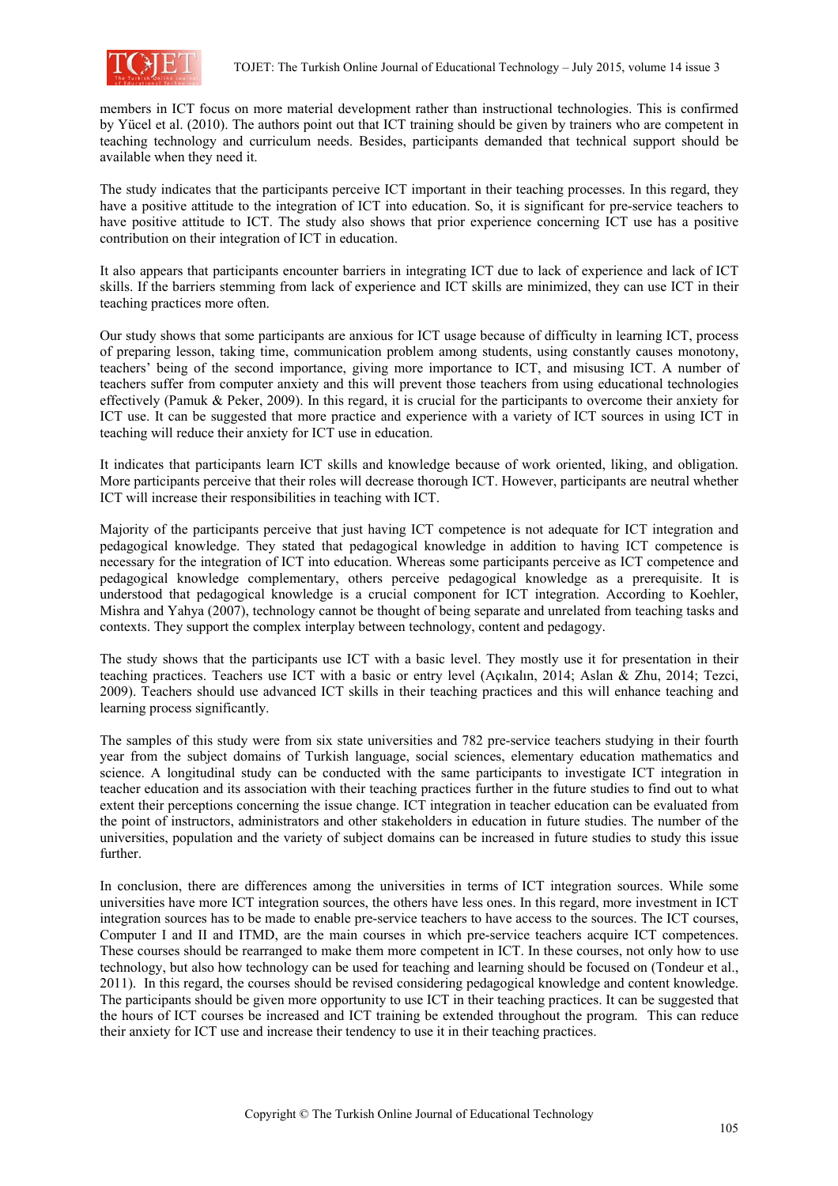members in ICT focus on more material development rather than instructional technologies. This is confirmed by Yücel et al. (2010). The authors point out that ICT training should be given by trainers who are competent in teaching technology and curriculum needs. Besides, participants demanded that technical support should be available when they need it.

The study indicates that the participants perceive ICT important in their teaching processes. In this regard, they have a positive attitude to the integration of ICT into education. So, it is significant for pre-service teachers to have positive attitude to ICT. The study also shows that prior experience concerning ICT use has a positive contribution on their integration of ICT in education.

It also appears that participants encounter barriers in integrating ICT due to lack of experience and lack of ICT skills. If the barriers stemming from lack of experience and ICT skills are minimized, they can use ICT in their teaching practices more often.

Our study shows that some participants are anxious for ICT usage because of difficulty in learning ICT, process of preparing lesson, taking time, communication problem among students, using constantly causes monotony, teachers' being of the second importance, giving more importance to ICT, and misusing ICT. A number of teachers suffer from computer anxiety and this will prevent those teachers from using educational technologies effectively (Pamuk & Peker, 2009). In this regard, it is crucial for the participants to overcome their anxiety for ICT use. It can be suggested that more practice and experience with a variety of ICT sources in using ICT in teaching will reduce their anxiety for ICT use in education.

It indicates that participants learn ICT skills and knowledge because of work oriented, liking, and obligation. More participants perceive that their roles will decrease thorough ICT. However, participants are neutral whether ICT will increase their responsibilities in teaching with ICT.

Majority of the participants perceive that just having ICT competence is not adequate for ICT integration and pedagogical knowledge. They stated that pedagogical knowledge in addition to having ICT competence is necessary for the integration of ICT into education. Whereas some participants perceive as ICT competence and pedagogical knowledge complementary, others perceive pedagogical knowledge as a prerequisite. It is understood that pedagogical knowledge is a crucial component for ICT integration. According to Koehler, Mishra and Yahya (2007), technology cannot be thought of being separate and unrelated from teaching tasks and contexts. They support the complex interplay between technology, content and pedagogy.

The study shows that the participants use ICT with a basic level. They mostly use it for presentation in their teaching practices. Teachers use ICT with a basic or entry level (Açıkalın, 2014; Aslan & Zhu, 2014; Tezci, 2009). Teachers should use advanced ICT skills in their teaching practices and this will enhance teaching and learning process significantly.

The samples of this study were from six state universities and 782 pre-service teachers studying in their fourth year from the subject domains of Turkish language, social sciences, elementary education mathematics and science. A longitudinal study can be conducted with the same participants to investigate ICT integration in teacher education and its association with their teaching practices further in the future studies to find out to what extent their perceptions concerning the issue change. ICT integration in teacher education can be evaluated from the point of instructors, administrators and other stakeholders in education in future studies. The number of the universities, population and the variety of subject domains can be increased in future studies to study this issue further.

In conclusion, there are differences among the universities in terms of ICT integration sources. While some universities have more ICT integration sources, the others have less ones. In this regard, more investment in ICT integration sources has to be made to enable pre-service teachers to have access to the sources. The ICT courses, Computer I and II and ITMD, are the main courses in which pre-service teachers acquire ICT competences. These courses should be rearranged to make them more competent in ICT. In these courses, not only how to use technology, but also how technology can be used for teaching and learning should be focused on (Tondeur et al., 2011). In this regard, the courses should be revised considering pedagogical knowledge and content knowledge. The participants should be given more opportunity to use ICT in their teaching practices. It can be suggested that the hours of ICT courses be increased and ICT training be extended throughout the program. This can reduce their anxiety for ICT use and increase their tendency to use it in their teaching practices.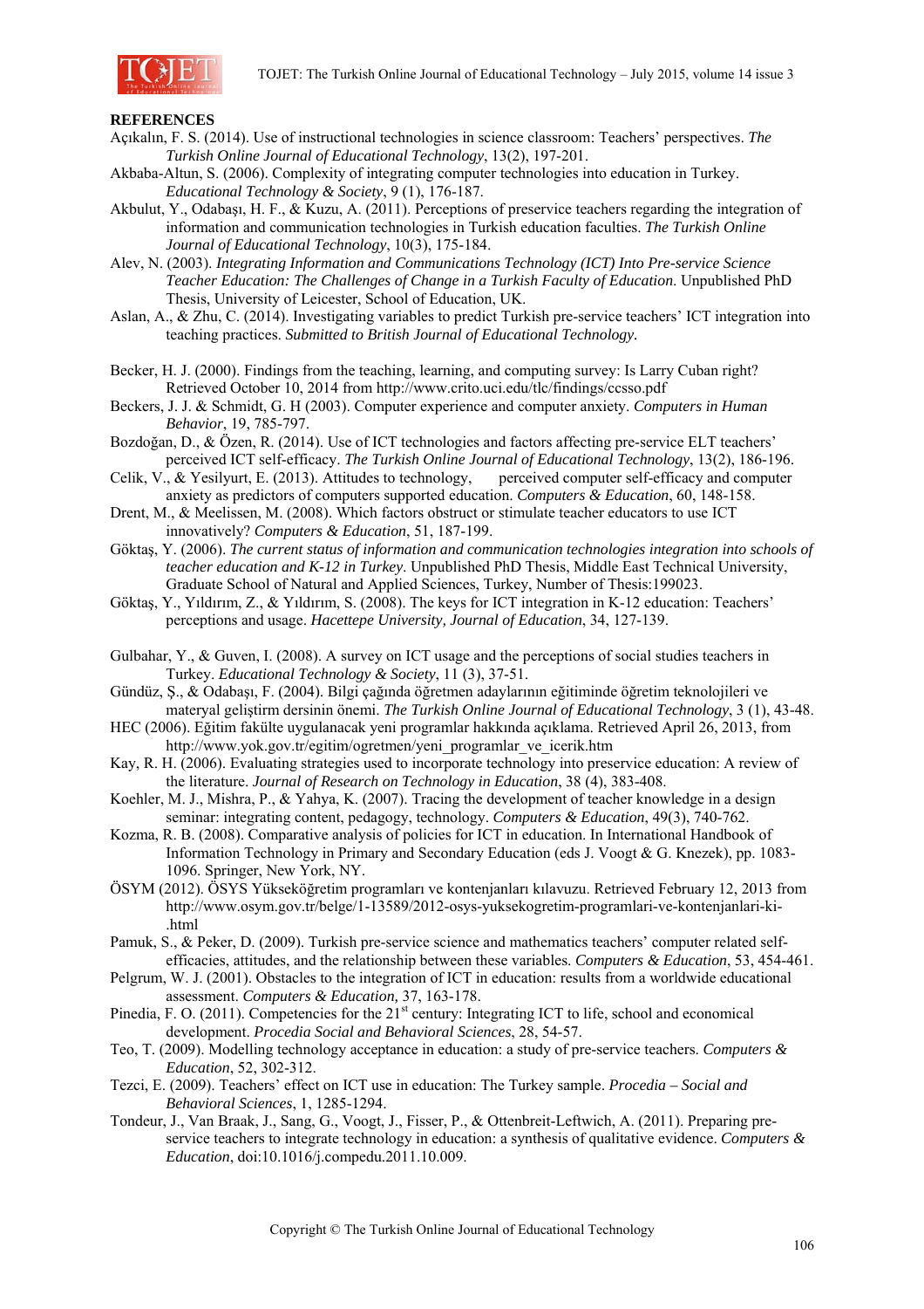**REFERENCES**

Açıkalın, F. S. (2014). Use of instructional technologies in science classroom: Teachers' perspectives. *The Turkish Online Journal of Educational Technology*, 13(2), 197-201.

Akbaba-Altun, S. (2006). Complexity of integrating computer technologies into education in Turkey. *Educational Technology & Society*, 9 (1), 176-187.

Akbulut, Y., Odabaşı, H. F., & Kuzu, A. (2011). Perceptions of preservice teachers regarding the integration of information and communication technologies in Turkish education faculties. *The Turkish Online Journal of Educational Technology*, 10(3), 175-184.

Alev, N. (2003). *Integrating Information and Communications Technology (ICT) Into Pre-service Science Teacher Education: The Challenges of Change in a Turkish Faculty of Education*. Unpublished PhD Thesis, University of Leicester, School of Education, UK.

Aslan, A., & Zhu, C. (2014). Investigating variables to predict Turkish pre-service teachers' ICT integration into teaching practices. *Submitted to British Journal of Educational Technology.*

Becker, H. J. (2000). Findings from the teaching, learning, and computing survey: Is Larry Cuban right? Retrieved October 10, 2014 from http://www.crito.uci.edu/tlc/findings/ccsso.pdf

Beckers, J. J. & Schmidt, G. H (2003). Computer experience and computer anxiety. *Computers in Human Behavior*, 19, 785-797.

Bozdoğan, D., & Özen, R. (2014). Use of ICT technologies and factors affecting pre-service ELT teachers' perceived ICT self-efficacy. *The Turkish Online Journal of Educational Technology*, 13(2), 186-196.

Celik, V., & Yesilyurt, E. (2013). Attitudes to technology, perceived computer self-efficacy and computer anxiety as predictors of computers supported education. *Computers & Education*, 60, 148-158.

Drent, M., & Meelissen, M. (2008). Which factors obstruct or stimulate teacher educators to use ICT innovatively? *Computers & Education*, 51, 187-199.

Göktaş, Y. (2006). *The current status of information and communication technologies integration into schools of teacher education and K-12 in Turkey*. Unpublished PhD Thesis, Middle East Technical University, Graduate School of Natural and Applied Sciences, Turkey, Number of Thesis:199023.

Göktaş, Y., Yıldırım, Z., & Yıldırım, S. (2008). The keys for ICT integration in K-12 education: Teachers' perceptions and usage. *Hacettepe University, Journal of Education*, 34, 127-139.

Gulbahar, Y., & Guven, I. (2008). A survey on ICT usage and the perceptions of social studies teachers in Turkey. *Educational Technology & Society*, 11 (3), 37-51.

Gündüz, Ş., & Odabaşı, F. (2004). Bilgi çağında öğretmen adaylarının eğitiminde öğretim teknolojileri ve materyal geliştirm dersinin önemi. *The Turkish Online Journal of Educational Technology*, 3 (1), 43-48.

HEC (2006). Eğitim fakülte uygulanacak yeni programlar hakkında açıklama. Retrieved April 26, 2013, from http://www.yok.gov.tr/egitim/ogretmen/yeni_programlar_ve_icerik.htm

Kay, R. H. (2006). Evaluating strategies used to incorporate technology into preservice education: A review of the literature. *Journal of Research on Technology in Education*, 38 (4), 383-408.

Koehler, M. J., Mishra, P., & Yahya, K. (2007). Tracing the development of teacher knowledge in a design seminar: integrating content, pedagogy, technology. *Computers & Education*, 49(3), 740-762.

Kozma, R. B. (2008). Comparative analysis of policies for ICT in education. In International Handbook of Information Technology in Primary and Secondary Education (eds J. Voogt & G. Knezek), pp. 1083-1096. Springer, New York, NY.

ÖSYM (2012). ÖSYS Yükseköğretim programları ve kontenjanları kılavuzu. Retrieved February 12, 2013 from http://www.osym.gov.tr/belge/1-13589/2012-osys-yuksekogretim-programlari-ve-kontenjanlari-ki-.html

Pamuk, S., & Peker, D. (2009). Turkish pre-service science and mathematics teachers' computer related self-efficacies, attitudes, and the relationship between these variables. *Computers & Education*, 53, 454-461.

Pelgrum, W. J. (2001). Obstacles to the integration of ICT in education: results from a worldwide educational assessment. *Computers & Education,* 37, 163-178.

Pinedia, F. O. (2011). Competencies for the 21st century: Integrating ICT to life, school and economical development. *Procedia Social and Behavioral Sciences*, 28, 54-57.

Teo, T. (2009). Modelling technology acceptance in education: a study of pre-service teachers. *Computers & Education*, 52, 302-312.

Tezci, E. (2009). Teachers' effect on ICT use in education: The Turkey sample. *Procedia – Social and Behavioral Sciences*, 1, 1285-1294.

Tondeur, J., Van Braak, J., Sang, G., Voogt, J., Fisser, P., & Ottenbreit-Leftwich, A. (2011). Preparing pre-service teachers to integrate technology in education: a synthesis of qualitative evidence. *Computers & Education*, doi:10.1016/j.compedu.2011.10.009.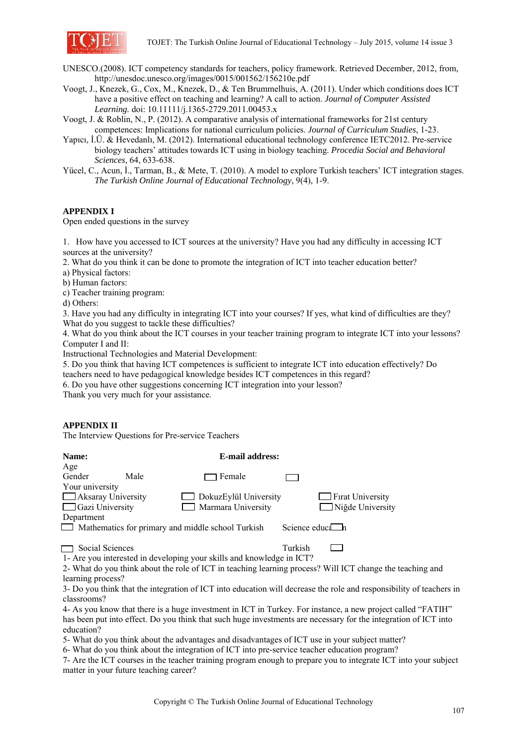UNESCO.(2008). ICT competency standards for teachers, policy framework. Retrieved December, 2012, from, http://unesdoc.unesco.org/images/0015/001562/156210e.pdf

Voogt, J., Knezek, G., Cox, M., Knezek, D., & Ten Brummelhuis, A. (2011). Under which conditions does ICT have a positive effect on teaching and learning? A call to action. *Journal of Computer Assisted Learning.* doi: 10.11111/j.1365-2729.2011.00453.x

Voogt, J. & Roblin, N., P. (2012). A comparative analysis of international frameworks for 21st century competences: Implications for national curriculum policies. *Journal of Curriculum Studies*, 1-23.

Yapıcı, İ.Ü. & Hevedanlı, M. (2012). International educational technology conference IETC2012. Pre-service biology teachers' attitudes towards ICT using in biology teaching. *Procedia Social and Behavioral Sciences*, 64, 633-638.

Yücel, C., Acun, İ., Tarman, B., & Mete, T. (2010). A model to explore Turkish teachers' ICT integration stages. *The Turkish Online Journal of Educational Technology*, 9(4), 1-9.

## APPENDIX I

Open ended questions in the survey

1. How have you accessed to ICT sources at the university? Have you had any difficulty in accessing ICT sources at the university?
2. What do you think it can be done to promote the integration of ICT into teacher education better?
a) Physical factors:
b) Human factors:
c) Teacher training program:
d) Others:
3. Have you had any difficulty in integrating ICT into your courses? If yes, what kind of difficulties are they? What do you suggest to tackle these difficulties?
4. What do you think about the ICT courses in your teacher training program to integrate ICT into your lessons?
Computer I and II:
Instructional Technologies and Material Development:
5. Do you think that having ICT competences is sufficient to integrate ICT into education effectively? Do teachers need to have pedagogical knowledge besides ICT competences in this regard?
6. Do you have other suggestions concerning ICT integration into your lesson?
Thank you very much for your assistance.

## APPENDIX II

The Interview Questions for Pre-service Teachers

**Name:** **E-mail address:**

Age

Gender Male ☐ Female ☐

Your university

☐ Aksaray University ☐ DokuzEylül University ☐ Fırat University

☐ Gazi University ☐ Marmara University ☐ Niğde University

Department

☐ Mathematics for primary and middle school Turkish Science educa☐n

☐ Social Sciences Turkish ☐

1- Are you interested in developing your skills and knowledge in ICT?
2- What do you think about the role of ICT in teaching learning process? Will ICT change the teaching and learning process?
3- Do you think that the integration of ICT into education will decrease the role and responsibility of teachers in classrooms?
4- As you know that there is a huge investment in ICT in Turkey. For instance, a new project called "FATIH" has been put into effect. Do you think that such huge investments are necessary for the integration of ICT into education?
5- What do you think about the advantages and disadvantages of ICT use in your subject matter?
6- What do you think about the integration of ICT into pre-service teacher education program?
7- Are the ICT courses in the teacher training program enough to prepare you to integrate ICT into your subject matter in your future teaching career?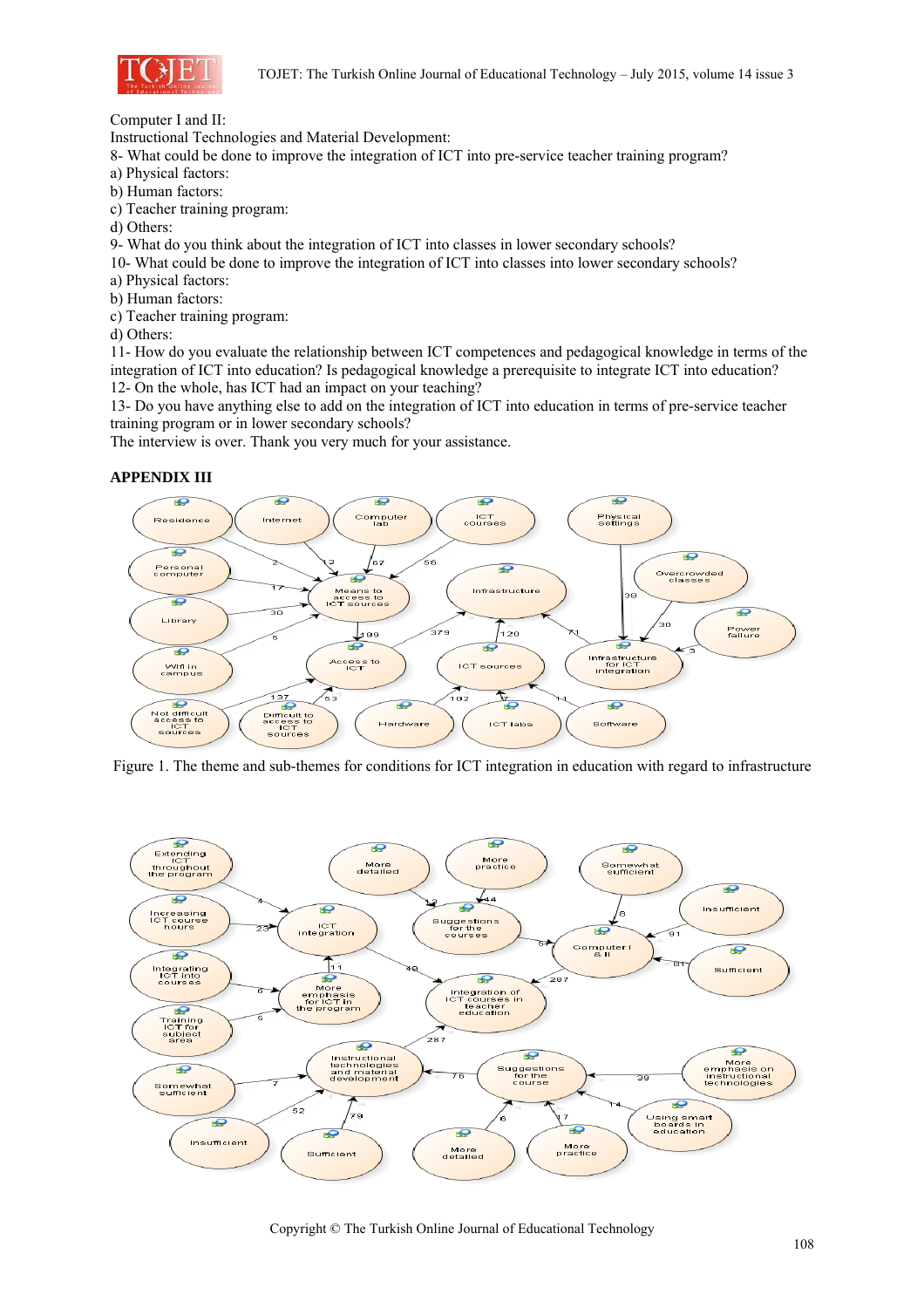Computer I and II:

Instructional Technologies and Material Development:

8- What could be done to improve the integration of ICT into pre-service teacher training program?

a) Physical factors:

b) Human factors:

c) Teacher training program:

d) Others:

9- What do you think about the integration of ICT into classes in lower secondary schools?

10- What could be done to improve the integration of ICT into classes into lower secondary schools?

a) Physical factors:

b) Human factors:

c) Teacher training program:

d) Others:

11- How do you evaluate the relationship between ICT competences and pedagogical knowledge in terms of the integration of ICT into education? Is pedagogical knowledge a prerequisite to integrate ICT into education?

12- On the whole, has ICT had an impact on your teaching?

13- Do you have anything else to add on the integration of ICT into education in terms of pre-service teacher training program or in lower secondary schools?

The interview is over. Thank you very much for your assistance.

**APPENDIX III**

Figure 1. The theme and sub-themes for conditions for ICT integration in education with regard to infrastructure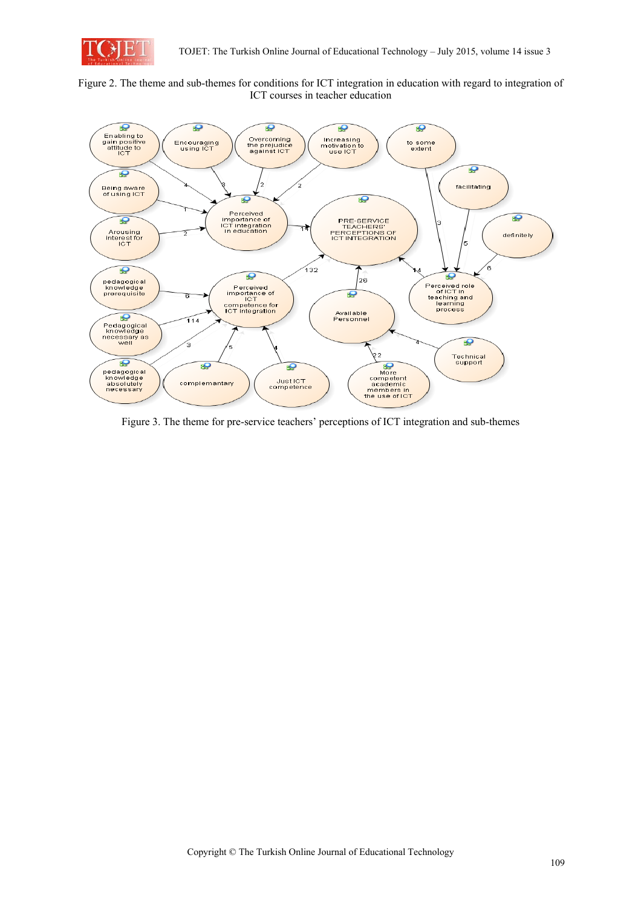Figure 2. The theme and sub-themes for conditions for ICT integration in education with regard to integration of ICT courses in teacher education

Figure 3. The theme for pre-service teachers' perceptions of ICT integration and sub-themes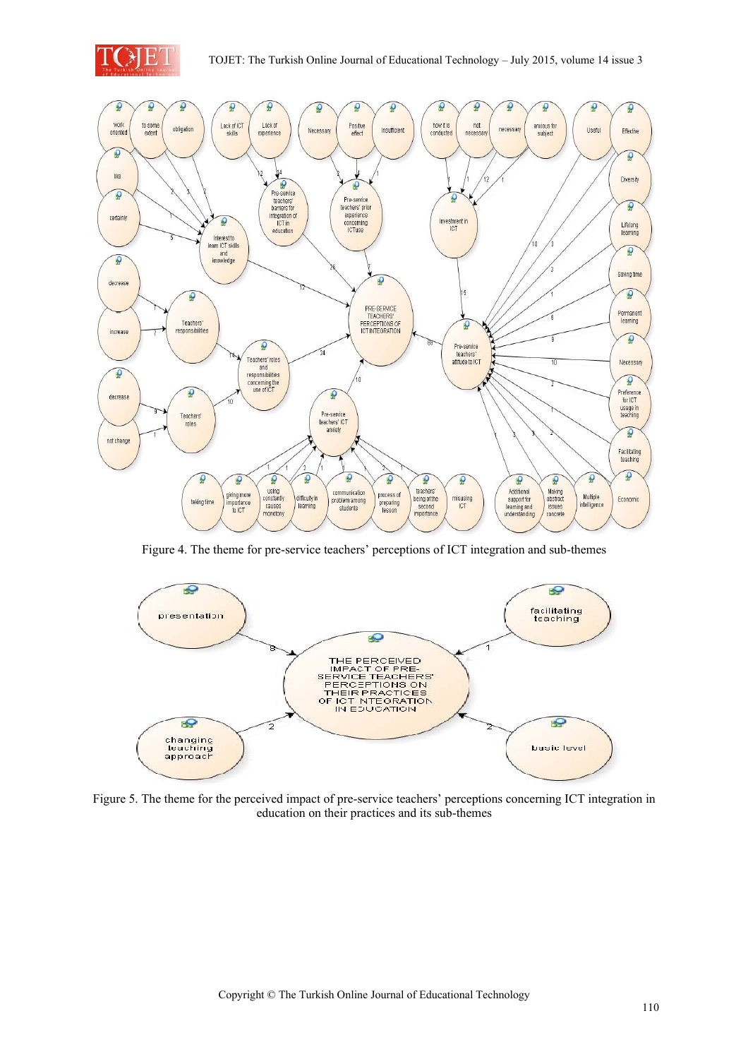Figure 4. The theme for pre-service teachers' perceptions of ICT integration and sub-themes

Figure 5. The theme for the perceived impact of pre-service teachers' perceptions concerning ICT integration in education on their practices and its sub-themes